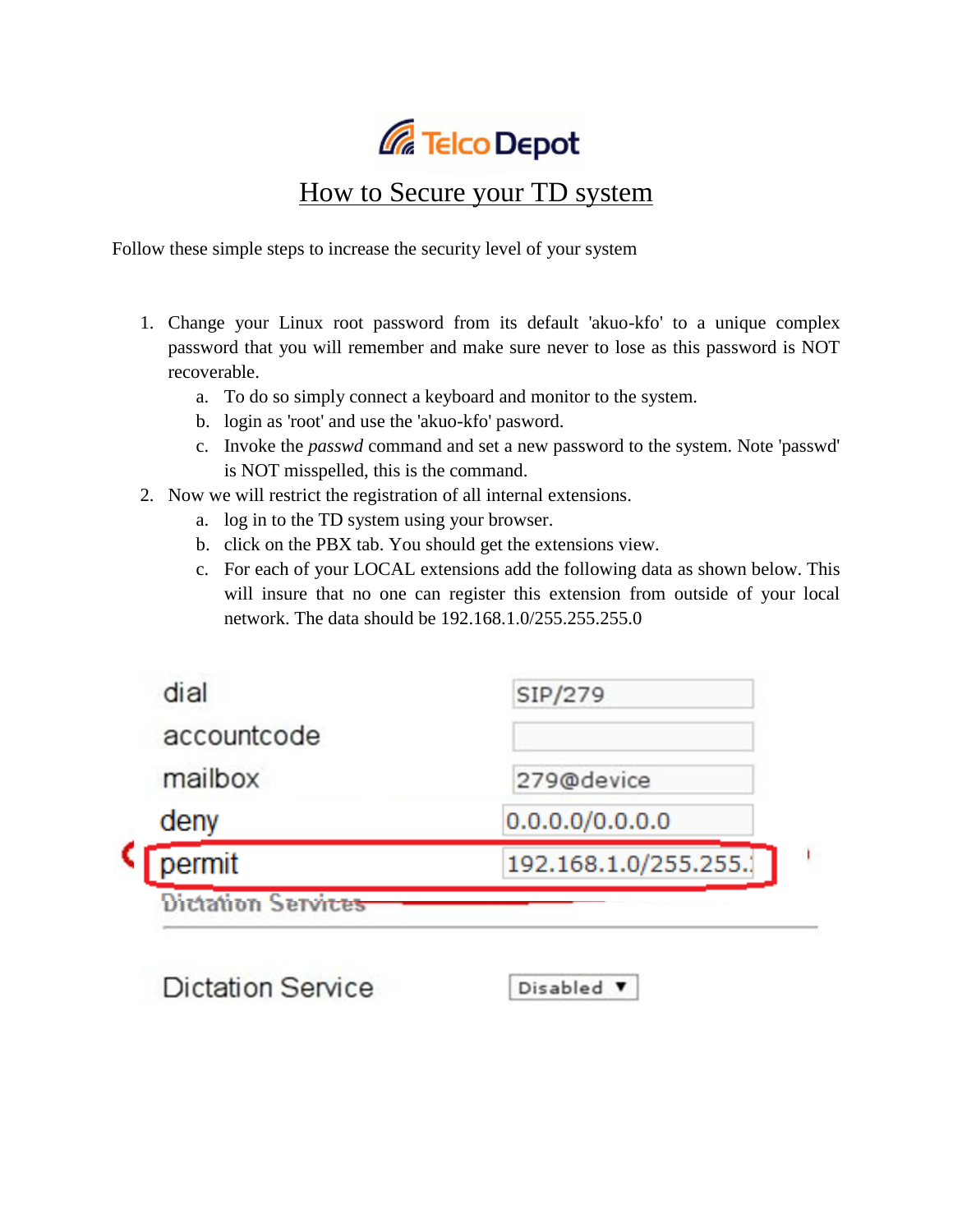Telco Depot

# How to Secure your TD system

Follow these simple steps to increase the security level of your system

1. Change your Linux root password from its default 'akuo-kfo' to a unique complex password that you will remember and make sure never to lose as this password is NOT recoverable.
   a. To do so simply connect a keyboard and monitor to the system.
   b. login as 'root' and use the 'akuo-kfo' pasword.
   c. Invoke the *passwd* command and set a new password to the system. Note 'passwd' is NOT misspelled, this is the command.
2. Now we will restrict the registration of all internal extensions.
   a. log in to the TD system using your browser.
   b. click on the PBX tab. You should get the extensions view.
   c. For each of your LOCAL extensions add the following data as shown below. This will insure that no one can register this extension from outside of your local network. The data should be 192.168.1.0/255.255.255.0

| | |
|---|---|
| dial | SIP/279 |
| accountcode | |
| mailbox | 279@device |
| deny | 0.0.0.0/0.0.0.0 |
| permit | 192.168.1.0/255.255. |

Dictation Services

| | |
|---|---|
| Dictation Service | Disabled ▼ |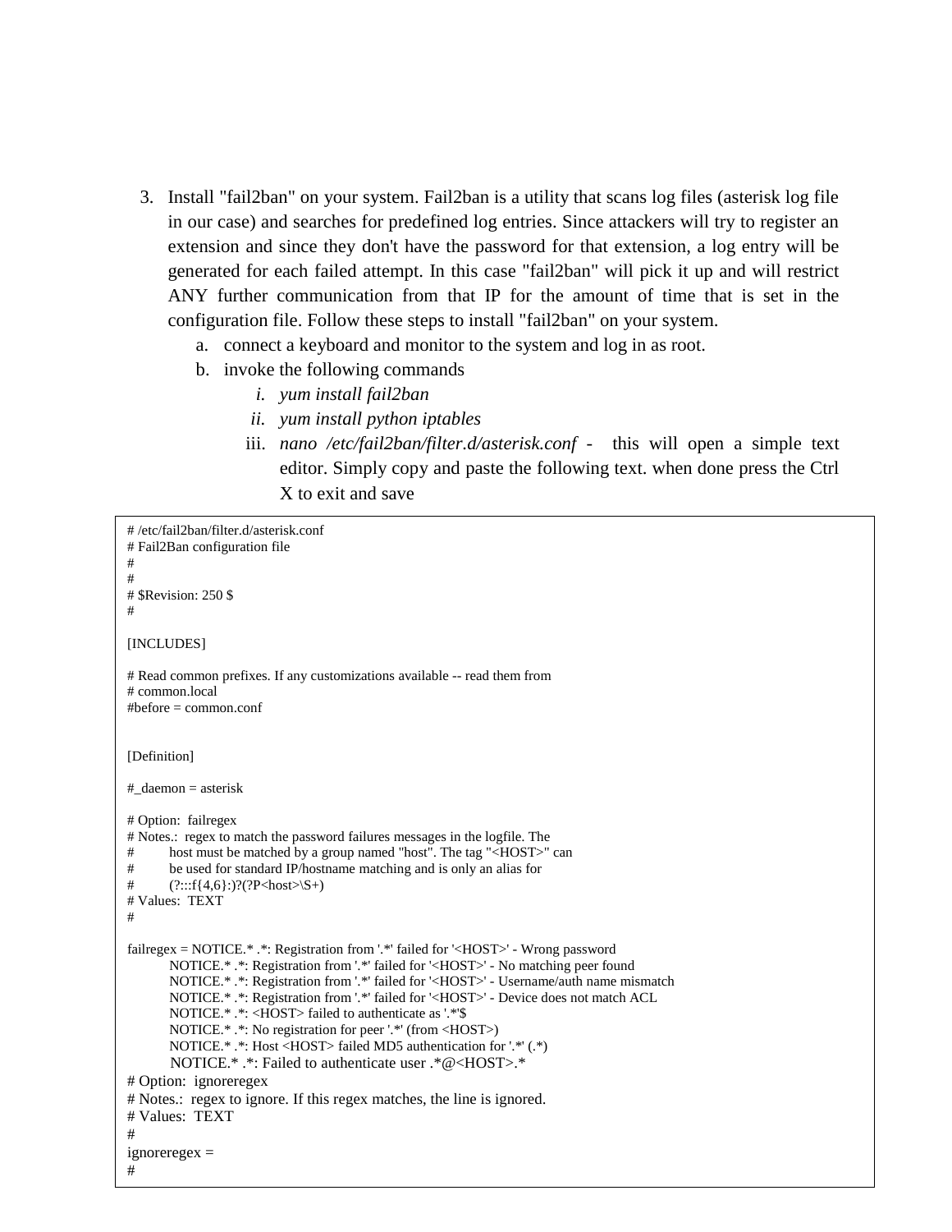3. Install "fail2ban" on your system. Fail2ban is a utility that scans log files (asterisk log file in our case) and searches for predefined log entries. Since attackers will try to register an extension and since they don't have the password for that extension, a log entry will be generated for each failed attempt. In this case "fail2ban" will pick it up and will restrict ANY further communication from that IP for the amount of time that is set in the configuration file. Follow these steps to install "fail2ban" on your system.
    a. connect a keyboard and monitor to the system and log in as root.
    b. invoke the following commands
        i. *yum install fail2ban*
        ii. *yum install python iptables*
        iii. *nano /etc/fail2ban/filter.d/asterisk.conf* - this will open a simple text editor. Simply copy and paste the following text. when done press the Ctrl X to exit and save

```
# /etc/fail2ban/filter.d/asterisk.conf
# Fail2Ban configuration file
#
#
# $Revision: 250 $
#

[INCLUDES]

# Read common prefixes. If any customizations available -- read them from
# common.local
#before = common.conf


[Definition]

#_daemon = asterisk

# Option:  failregex
# Notes.:  regex to match the password failures messages in the logfile. The
#          host must be matched by a group named "host". The tag "<HOST>" can
#          be used for standard IP/hostname matching and is only an alias for
#          (?:::f{4,6}:)?(?P<host>\S+)
# Values:  TEXT
#

failregex = NOTICE.* .*: Registration from '.*' failed for '<HOST>' - Wrong password
          NOTICE.* .*: Registration from '.*' failed for '<HOST>' - No matching peer found
          NOTICE.* .*: Registration from '.*' failed for '<HOST>' - Username/auth name mismatch
          NOTICE.* .*: Registration from '.*' failed for '<HOST>' - Device does not match ACL
          NOTICE.* .*: <HOST> failed to authenticate as '.*'$
          NOTICE.* .*: No registration for peer '.*' (from <HOST>)
          NOTICE.* .*: Host <HOST> failed MD5 authentication for '.*' (.*)
          NOTICE.* .*: Failed to authenticate user .*@<HOST>.*
# Option:  ignoreregex
# Notes.:  regex to ignore. If this regex matches, the line is ignored.
# Values:  TEXT
#
ignoreregex =
#
```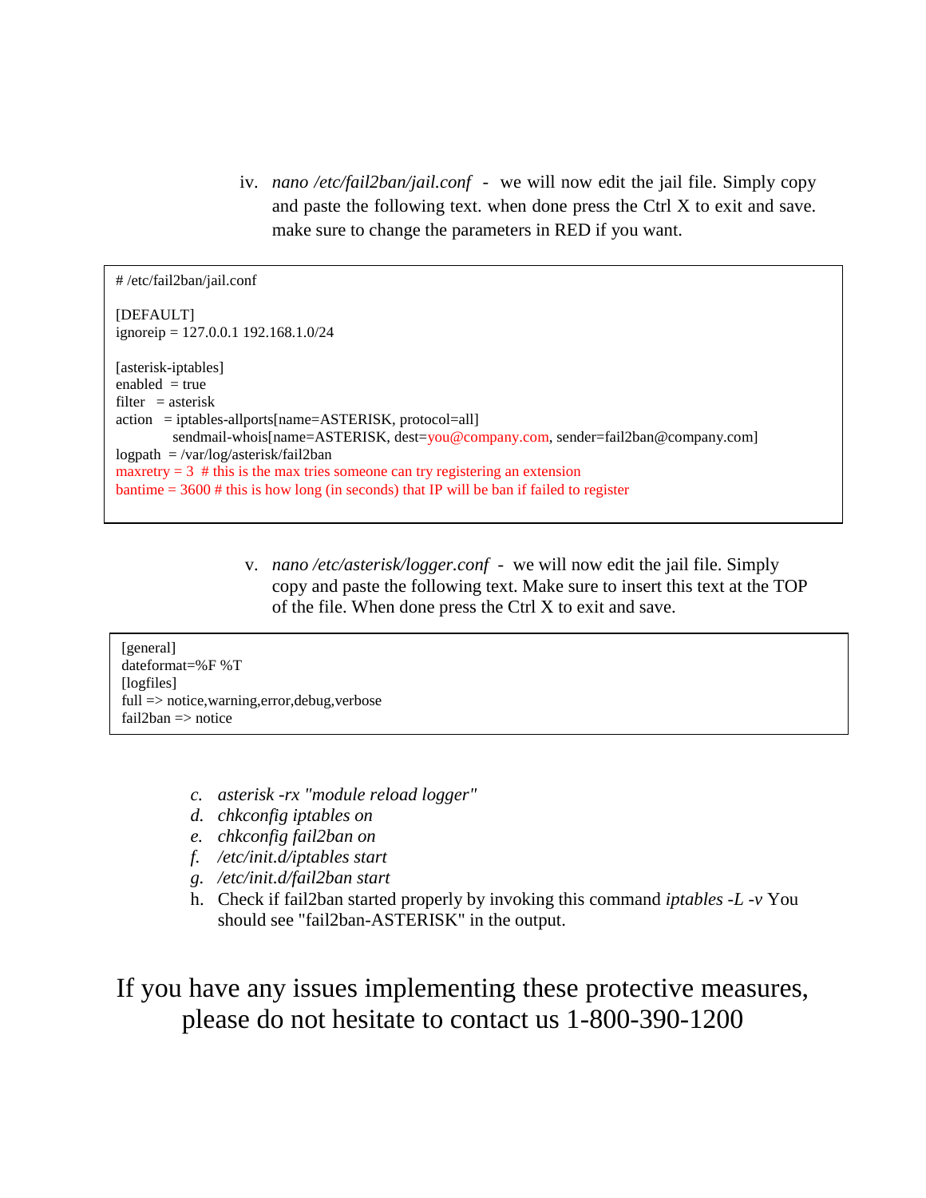iv. *nano /etc/fail2ban/jail.conf* - we will now edit the jail file. Simply copy and paste the following text. when done press the Ctrl X to exit and save. make sure to change the parameters in RED if you want.

```
# /etc/fail2ban/jail.conf

[DEFAULT]
ignoreip = 127.0.0.1 192.168.1.0/24

[asterisk-iptables]
enabled  = true
filter   = asterisk
action   = iptables-allports[name=ASTERISK, protocol=all]
           sendmail-whois[name=ASTERISK, dest=you@company.com, sender=fail2ban@company.com]
logpath  = /var/log/asterisk/fail2ban
maxretry = 3  # this is the max tries someone can try registering an extension
bantime = 3600 # this is how long (in seconds) that IP will be ban if failed to register
```

v. *nano /etc/asterisk/logger.conf* - we will now edit the jail file. Simply copy and paste the following text. Make sure to insert this text at the TOP of the file. When done press the Ctrl X to exit and save.

```
[general]
dateformat=%F %T
[logfiles]
full => notice,warning,error,debug,verbose
fail2ban => notice
```

c. *asterisk -rx "module reload logger"*
d. *chkconfig iptables on*
e. *chkconfig fail2ban on*
f. */etc/init.d/iptables start*
g. */etc/init.d/fail2ban start*
h. Check if fail2ban started properly by invoking this command *iptables -L -v* You should see "fail2ban-ASTERISK" in the output.

If you have any issues implementing these protective measures, please do not hesitate to contact us 1-800-390-1200